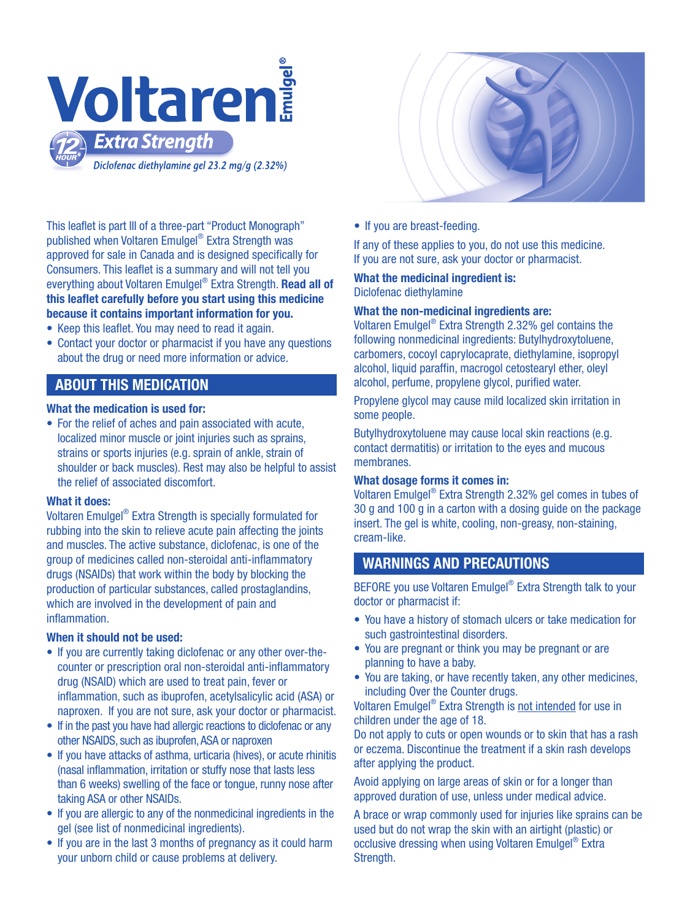# Voltaren Emulgel®

## 12 HOUR* Extra Strength

*Diclofenac diethylamine gel 23.2 mg/g (2.32%)*

This leaflet is part III of a three-part "Product Monograph" published when Voltaren Emulgel® Extra Strength was approved for sale in Canada and is designed specifically for Consumers. This leaflet is a summary and will not tell you everything about Voltaren Emulgel® Extra Strength. **Read all of this leaflet carefully before you start using this medicine because it contains important information for you.**

- Keep this leaflet. You may need to read it again.
- Contact your doctor or pharmacist if you have any questions about the drug or need more information or advice.

## ABOUT THIS MEDICATION

### What the medication is used for:

- For the relief of aches and pain associated with acute, localized minor muscle or joint injuries such as sprains, strains or sports injuries (e.g. sprain of ankle, strain of shoulder or back muscles). Rest may also be helpful to assist the relief of associated discomfort.

### What it does:

Voltaren Emulgel® Extra Strength is specially formulated for rubbing into the skin to relieve acute pain affecting the joints and muscles. The active substance, diclofenac, is one of the group of medicines called non-steroidal anti-inflammatory drugs (NSAIDs) that work within the body by blocking the production of particular substances, called prostaglandins, which are involved in the development of pain and inflammation.

### When it should not be used:

- If you are currently taking diclofenac or any other over-the-counter or prescription oral non-steroidal anti-inflammatory drug (NSAID) which are used to treat pain, fever or inflammation, such as ibuprofen, acetylsalicylic acid (ASA) or naproxen. If you are not sure, ask your doctor or pharmacist.
- If in the past you have had allergic reactions to diclofenac or any other NSAIDS, such as ibuprofen, ASA or naproxen
- If you have attacks of asthma, urticaria (hives), or acute rhinitis (nasal inflammation, irritation or stuffy nose that lasts less than 6 weeks) swelling of the face or tongue, runny nose after taking ASA or other NSAIDs.
- If you are allergic to any of the nonmedicinal ingredients in the gel (see list of nonmedicinal ingredients).
- If you are in the last 3 months of pregnancy as it could harm your unborn child or cause problems at delivery.
- If you are breast-feeding.

If any of these applies to you, do not use this medicine. If you are not sure, ask your doctor or pharmacist.

### What the medicinal ingredient is:

Diclofenac diethylamine

### What the non-medicinal ingredients are:

Voltaren Emulgel® Extra Strength 2.32% gel contains the following nonmedicinal ingredients: Butylhydroxytoluene, carbomers, cocoyl caprylocaprate, diethylamine, isopropyl alcohol, liquid paraffin, macrogol cetostearyl ether, oleyl alcohol, perfume, propylene glycol, purified water.

Propylene glycol may cause mild localized skin irritation in some people.

Butylhydroxytoluene may cause local skin reactions (e.g. contact dermatitis) or irritation to the eyes and mucous membranes.

### What dosage forms it comes in:

Voltaren Emulgel® Extra Strength 2.32% gel comes in tubes of 30 g and 100 g in a carton with a dosing guide on the package insert. The gel is white, cooling, non-greasy, non-staining, cream-like.

## WARNINGS AND PRECAUTIONS

BEFORE you use Voltaren Emulgel® Extra Strength talk to your doctor or pharmacist if:

- You have a history of stomach ulcers or take medication for such gastrointestinal disorders.
- You are pregnant or think you may be pregnant or are planning to have a baby.
- You are taking, or have recently taken, any other medicines, including Over the Counter drugs.

Voltaren Emulgel® Extra Strength is not intended for use in children under the age of 18.

Do not apply to cuts or open wounds or to skin that has a rash or eczema. Discontinue the treatment if a skin rash develops after applying the product.

Avoid applying on large areas of skin or for a longer than approved duration of use, unless under medical advice.

A brace or wrap commonly used for injuries like sprains can be used but do not wrap the skin with an airtight (plastic) or occlusive dressing when using Voltaren Emulgel® Extra Strength.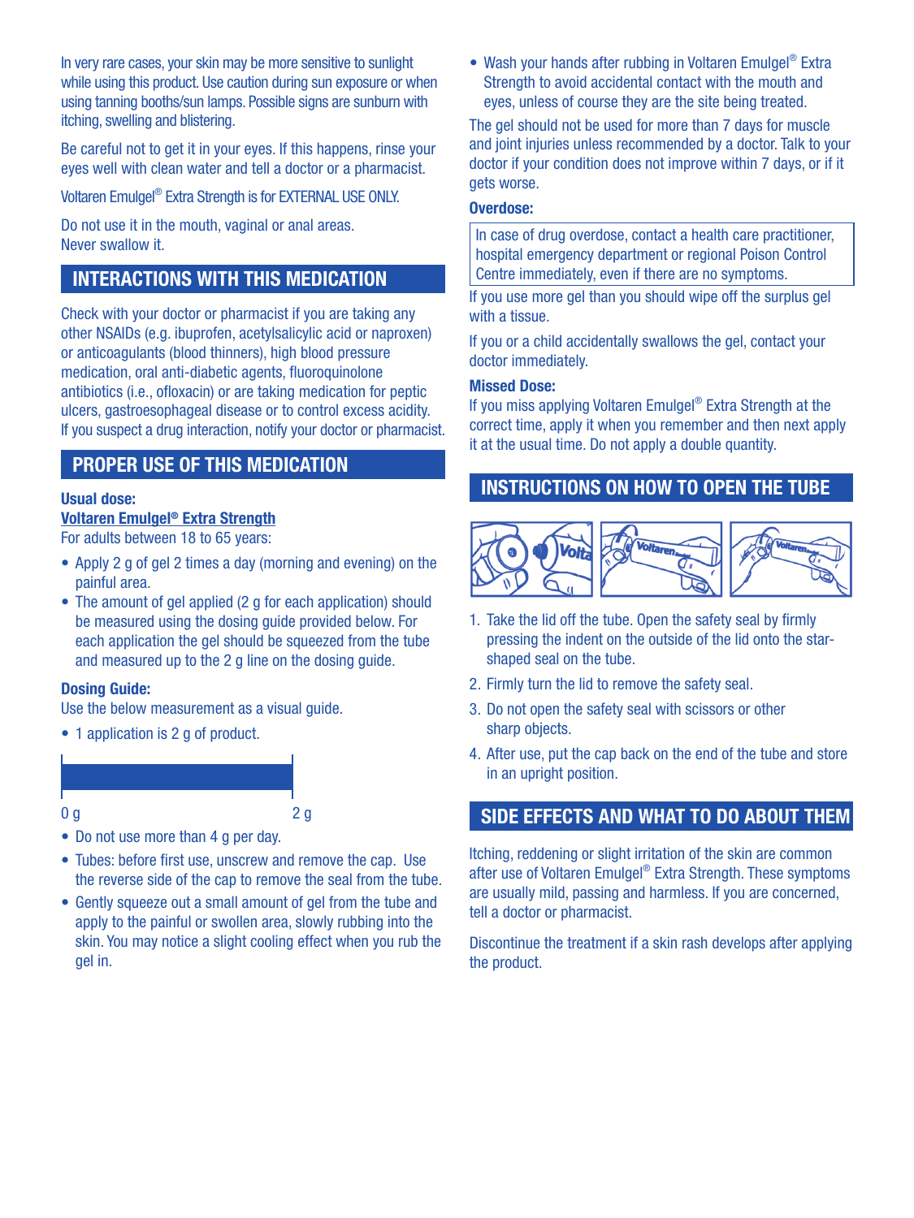In very rare cases, your skin may be more sensitive to sunlight while using this product. Use caution during sun exposure or when using tanning booths/sun lamps. Possible signs are sunburn with itching, swelling and blistering.

Be careful not to get it in your eyes. If this happens, rinse your eyes well with clean water and tell a doctor or a pharmacist.

Voltaren Emulgel® Extra Strength is for EXTERNAL USE ONLY.

Do not use it in the mouth, vaginal or anal areas. Never swallow it.

## INTERACTIONS WITH THIS MEDICATION

Check with your doctor or pharmacist if you are taking any other NSAIDs (e.g. ibuprofen, acetylsalicylic acid or naproxen) or anticoagulants (blood thinners), high blood pressure medication, oral anti-diabetic agents, fluoroquinolone antibiotics (i.e., ofloxacin) or are taking medication for peptic ulcers, gastroesophageal disease or to control excess acidity. If you suspect a drug interaction, notify your doctor or pharmacist.

## PROPER USE OF THIS MEDICATION

**Usual dose:**

**Voltaren Emulgel® Extra Strength**

For adults between 18 to 65 years:

- Apply 2 g of gel 2 times a day (morning and evening) on the painful area.
- The amount of gel applied (2 g for each application) should be measured using the dosing guide provided below. For each application the gel should be squeezed from the tube and measured up to the 2 g line on the dosing guide.

**Dosing Guide:**

Use the below measurement as a visual guide.

- 1 application is 2 g of product.

0 g 2 g

- Do not use more than 4 g per day.
- Tubes: before first use, unscrew and remove the cap. Use the reverse side of the cap to remove the seal from the tube.
- Gently squeeze out a small amount of gel from the tube and apply to the painful or swollen area, slowly rubbing into the skin. You may notice a slight cooling effect when you rub the gel in.
- Wash your hands after rubbing in Voltaren Emulgel® Extra Strength to avoid accidental contact with the mouth and eyes, unless of course they are the site being treated.

The gel should not be used for more than 7 days for muscle and joint injuries unless recommended by a doctor. Talk to your doctor if your condition does not improve within 7 days, or if it gets worse.

**Overdose:**

In case of drug overdose, contact a health care practitioner, hospital emergency department or regional Poison Control Centre immediately, even if there are no symptoms.

If you use more gel than you should wipe off the surplus gel with a tissue.

If you or a child accidentally swallows the gel, contact your doctor immediately.

**Missed Dose:**

If you miss applying Voltaren Emulgel® Extra Strength at the correct time, apply it when you remember and then next apply it at the usual time. Do not apply a double quantity.

## INSTRUCTIONS ON HOW TO OPEN THE TUBE

1. Take the lid off the tube. Open the safety seal by firmly pressing the indent on the outside of the lid onto the star-shaped seal on the tube.
2. Firmly turn the lid to remove the safety seal.
3. Do not open the safety seal with scissors or other sharp objects.
4. After use, put the cap back on the end of the tube and store in an upright position.

## SIDE EFFECTS AND WHAT TO DO ABOUT THEM

Itching, reddening or slight irritation of the skin are common after use of Voltaren Emulgel® Extra Strength. These symptoms are usually mild, passing and harmless. If you are concerned, tell a doctor or pharmacist.

Discontinue the treatment if a skin rash develops after applying the product.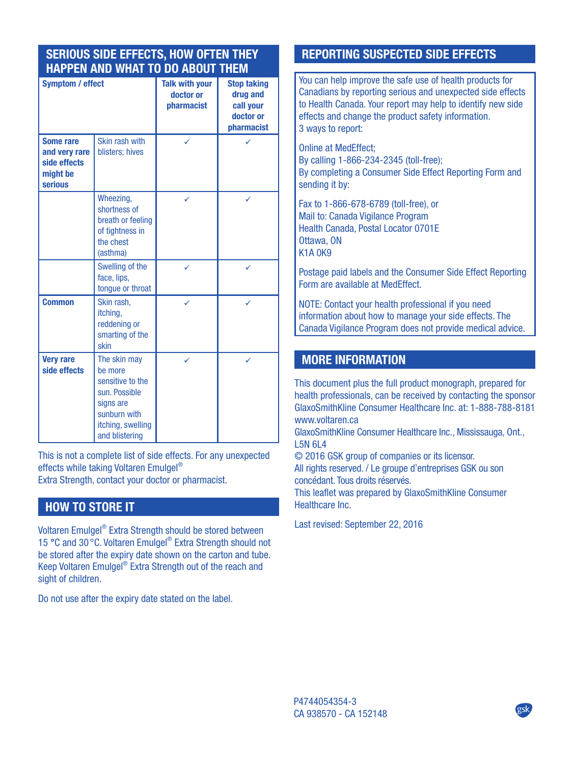## SERIOUS SIDE EFFECTS, HOW OFTEN THEY HAPPEN AND WHAT TO DO ABOUT THEM

| **Symptom / effect** | | **Talk with your doctor or pharmacist** | **Stop taking drug and call your doctor or pharmacist** |
|---|---|---|---|
| **Some rare and very rare side effects might be serious** | Skin rash with blisters; hives | ✓ | ✓ |
| | Wheezing, shortness of breath or feeling of tightness in the chest (asthma) | ✓ | ✓ |
| | Swelling of the face, lips, tongue or throat | ✓ | ✓ |
| **Common** | Skin rash, itching, reddening or smarting of the skin | ✓ | ✓ |
| **Very rare side effects** | The skin may be more sensitive to the sun. Possible signs are sunburn with itching, swelling and blistering | ✓ | ✓ |

This is not a complete list of side effects. For any unexpected effects while taking Voltaren Emulgel® Extra Strength, contact your doctor or pharmacist.

## HOW TO STORE IT

Voltaren Emulgel® Extra Strength should be stored between 15 °C and 30 °C. Voltaren Emulgel® Extra Strength should not be stored after the expiry date shown on the carton and tube. Keep Voltaren Emulgel® Extra Strength out of the reach and sight of children.

Do not use after the expiry date stated on the label.

## REPORTING SUSPECTED SIDE EFFECTS

You can help improve the safe use of health products for Canadians by reporting serious and unexpected side effects to Health Canada. Your report may help to identify new side effects and change the product safety information.
3 ways to report:

Online at MedEffect;
By calling 1-866-234-2345 (toll-free);
By completing a Consumer Side Effect Reporting Form and sending it by:

Fax to 1-866-678-6789 (toll-free), or
Mail to: Canada Vigilance Program
Health Canada, Postal Locator 0701E
Ottawa, ON
K1A 0K9

Postage paid labels and the Consumer Side Effect Reporting Form are available at MedEffect.

NOTE: Contact your health professional if you need information about how to manage your side effects. The Canada Vigilance Program does not provide medical advice.

## MORE INFORMATION

This document plus the full product monograph, prepared for health professionals, can be received by contacting the sponsor GlaxoSmithKline Consumer Healthcare Inc. at: 1-888-788-8181
www.voltaren.ca
GlaxoSmithKline Consumer Healthcare Inc., Mississauga, Ont., L5N 6L4
© 2016 GSK group of companies or its licensor.
All rights reserved. / Le groupe d'entreprises GSK ou son concédant. Tous droits réservés.
This leaflet was prepared by GlaxoSmithKline Consumer Healthcare Inc.

Last revised: September 22, 2016

P4744054354-3
CA 938570 - CA 152148